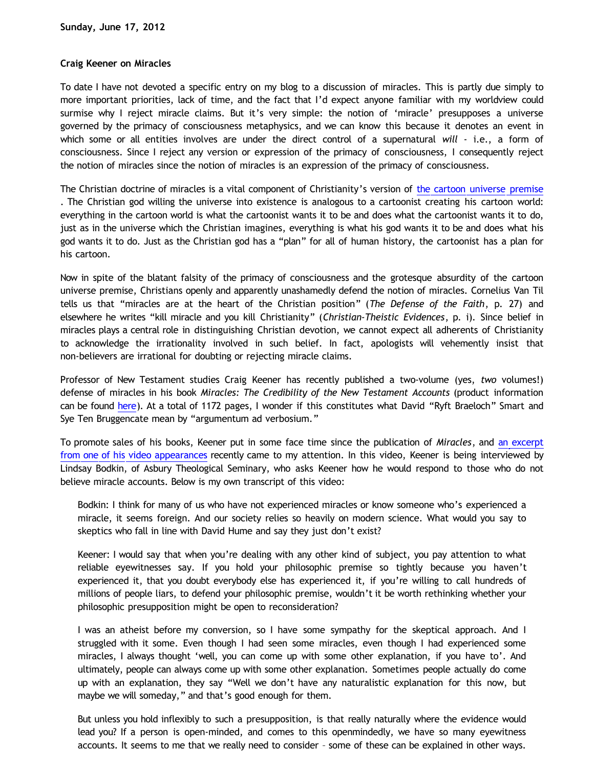**Sunday, June 17, 2012**

**Craig Keener on Miracles**

To date I have not devoted a specific entry on my blog to a discussion of miracles. This is partly due simply to more important priorities, lack of time, and the fact that I'd expect anyone familiar with my worldview could surmise why I reject miracle claims. But it's very simple: the notion of 'miracle' presupposes a universe governed by the primacy of consciousness metaphysics, and we can know this because it denotes an event in which some or all entities involves are under the direct control of a supernatural *will* - i.e., a form of consciousness. Since I reject any version or expression of the primacy of consciousness, I consequently reject the notion of miracles since the notion of miracles is an expression of the primacy of consciousness.

The Christian doctrine of miracles is a vital component of Christianity's version of the cartoon universe premise. The Christian god willing the universe into existence is analogous to a cartoonist creating his cartoon world: everything in the cartoon world is what the cartoonist wants it to be and does what the cartoonist wants it to do, just as in the universe which the Christian imagines, everything is what his god wants it to be and does what his god wants it to do. Just as the Christian god has a "plan" for all of human history, the cartoonist has a plan for his cartoon.

Now in spite of the blatant falsity of the primacy of consciousness and the grotesque absurdity of the cartoon universe premise, Christians openly and apparently unashamedly defend the notion of miracles. Cornelius Van Til tells us that "miracles are at the heart of the Christian position" (*The Defense of the Faith*, p. 27) and elsewhere he writes "kill miracle and you kill Christianity" (*Christian-Theistic Evidences*, p. i). Since belief in miracles plays a central role in distinguishing Christian devotion, we cannot expect all adherents of Christianity to acknowledge the irrationality involved in such belief. In fact, apologists will vehemently insist that non-believers are irrational for doubting or rejecting miracle claims.

Professor of New Testament studies Craig Keener has recently published a two-volume (yes, *two* volumes!) defense of miracles in his book *Miracles: The Credibility of the New Testament Accounts* (product information can be found here). At a total of 1172 pages, I wonder if this constitutes what David "Ryft Braeloch" Smart and Sye Ten Bruggencate mean by "argumentum ad verbosium."

To promote sales of his books, Keener put in some face time since the publication of *Miracles*, and an excerpt from one of his video appearances recently came to my attention. In this video, Keener is being interviewed by Lindsay Bodkin, of Asbury Theological Seminary, who asks Keener how he would respond to those who do not believe miracle accounts. Below is my own transcript of this video:

> Bodkin: I think for many of us who have not experienced miracles or know someone who's experienced a miracle, it seems foreign. And our society relies so heavily on modern science. What would you say to skeptics who fall in line with David Hume and say they just don't exist?
>
> Keener: I would say that when you're dealing with any other kind of subject, you pay attention to what reliable eyewitnesses say. If you hold your philosophic premise so tightly because you haven't experienced it, that you doubt everybody else has experienced it, if you're willing to call hundreds of millions of people liars, to defend your philosophic premise, wouldn't it be worth rethinking whether your philosophic presupposition might be open to reconsideration?
>
> I was an atheist before my conversion, so I have some sympathy for the skeptical approach. And I struggled with it some. Even though I had seen some miracles, even though I had experienced some miracles, I always thought 'well, you can come up with some other explanation, if you have to'. And ultimately, people can always come up with some other explanation. Sometimes people actually do come up with an explanation, they say "Well we don't have any naturalistic explanation for this now, but maybe we will someday," and that's good enough for them.
>
> But unless you hold inflexibly to such a presupposition, is that really naturally where the evidence would lead you? If a person is open-minded, and comes to this openmindedly, we have so many eyewitness accounts. It seems to me that we really need to consider – some of these can be explained in other ways.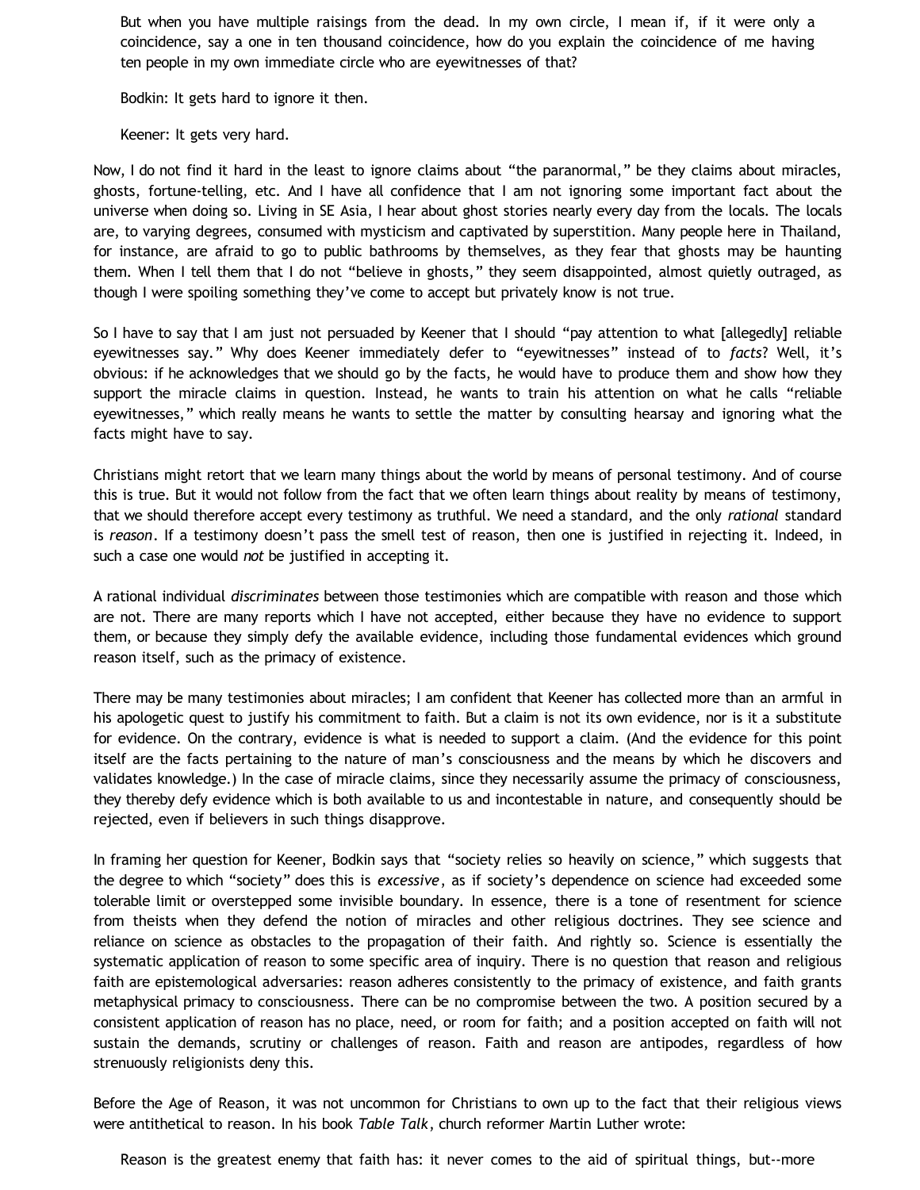> But when you have multiple raisings from the dead. In my own circle, I mean if, if it were only a coincidence, say a one in ten thousand coincidence, how do you explain the coincidence of me having ten people in my own immediate circle who are eyewitnesses of that?
>
> Bodkin: It gets hard to ignore it then.
>
> Keener: It gets very hard.

Now, I do not find it hard in the least to ignore claims about "the paranormal," be they claims about miracles, ghosts, fortune-telling, etc. And I have all confidence that I am not ignoring some important fact about the universe when doing so. Living in SE Asia, I hear about ghost stories nearly every day from the locals. The locals are, to varying degrees, consumed with mysticism and captivated by superstition. Many people here in Thailand, for instance, are afraid to go to public bathrooms by themselves, as they fear that ghosts may be haunting them. When I tell them that I do not "believe in ghosts," they seem disappointed, almost quietly outraged, as though I were spoiling something they've come to accept but privately know is not true.

So I have to say that I am just not persuaded by Keener that I should "pay attention to what [allegedly] reliable eyewitnesses say." Why does Keener immediately defer to "eyewitnesses" instead of to *facts*? Well, it's obvious: if he acknowledges that we should go by the facts, he would have to produce them and show how they support the miracle claims in question. Instead, he wants to train his attention on what he calls "reliable eyewitnesses," which really means he wants to settle the matter by consulting hearsay and ignoring what the facts might have to say.

Christians might retort that we learn many things about the world by means of personal testimony. And of course this is true. But it would not follow from the fact that we often learn things about reality by means of testimony, that we should therefore accept every testimony as truthful. We need a standard, and the only *rational* standard is *reason*. If a testimony doesn't pass the smell test of reason, then one is justified in rejecting it. Indeed, in such a case one would *not* be justified in accepting it.

A rational individual *discriminates* between those testimonies which are compatible with reason and those which are not. There are many reports which I have not accepted, either because they have no evidence to support them, or because they simply defy the available evidence, including those fundamental evidences which ground reason itself, such as the primacy of existence.

There may be many testimonies about miracles; I am confident that Keener has collected more than an armful in his apologetic quest to justify his commitment to faith. But a claim is not its own evidence, nor is it a substitute for evidence. On the contrary, evidence is what is needed to support a claim. (And the evidence for this point itself are the facts pertaining to the nature of man's consciousness and the means by which he discovers and validates knowledge.) In the case of miracle claims, since they necessarily assume the primacy of consciousness, they thereby defy evidence which is both available to us and incontestable in nature, and consequently should be rejected, even if believers in such things disapprove.

In framing her question for Keener, Bodkin says that "society relies so heavily on science," which suggests that the degree to which "society" does this is *excessive*, as if society's dependence on science had exceeded some tolerable limit or overstepped some invisible boundary. In essence, there is a tone of resentment for science from theists when they defend the notion of miracles and other religious doctrines. They see science and reliance on science as obstacles to the propagation of their faith. And rightly so. Science is essentially the systematic application of reason to some specific area of inquiry. There is no question that reason and religious faith are epistemological adversaries: reason adheres consistently to the primacy of existence, and faith grants metaphysical primacy to consciousness. There can be no compromise between the two. A position secured by a consistent application of reason has no place, need, or room for faith; and a position accepted on faith will not sustain the demands, scrutiny or challenges of reason. Faith and reason are antipodes, regardless of how strenuously religionists deny this.

Before the Age of Reason, it was not uncommon for Christians to own up to the fact that their religious views were antithetical to reason. In his book *Table Talk*, church reformer Martin Luther wrote:

> Reason is the greatest enemy that faith has: it never comes to the aid of spiritual things, but--more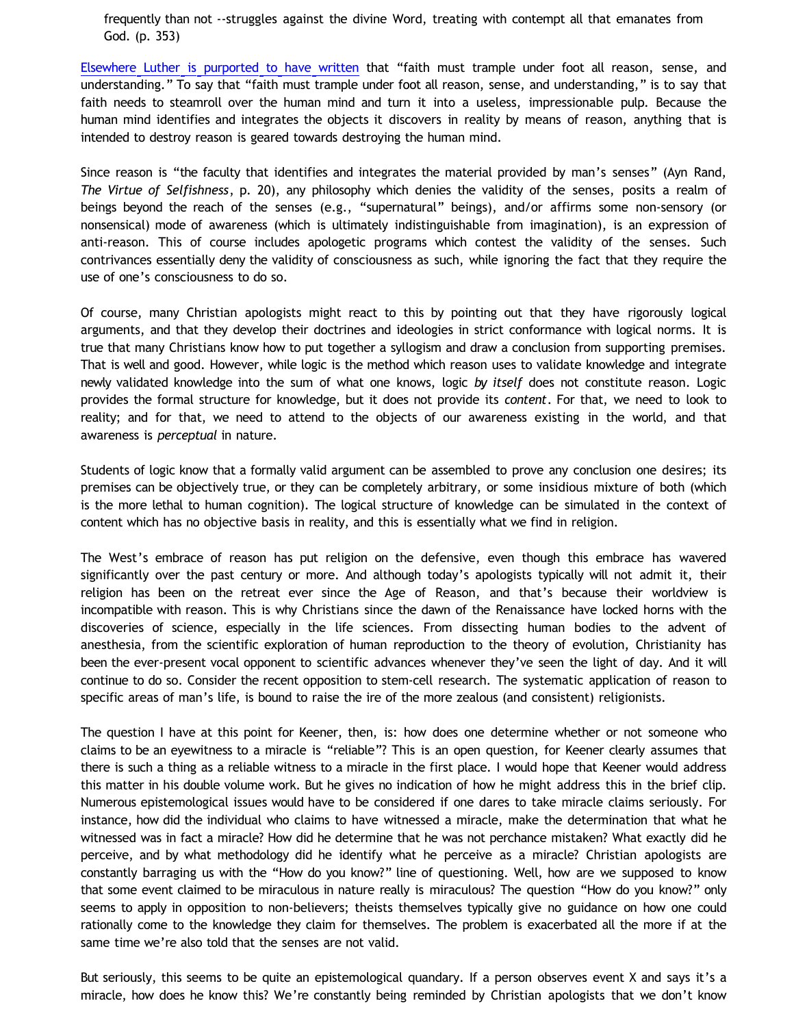> frequently than not --struggles against the divine Word, treating with contempt all that emanates from God. (p. 353)

Elsewhere Luther is purported to have written that "faith must trample under foot all reason, sense, and understanding." To say that "faith must trample under foot all reason, sense, and understanding," is to say that faith needs to steamroll over the human mind and turn it into a useless, impressionable pulp. Because the human mind identifies and integrates the objects it discovers in reality by means of reason, anything that is intended to destroy reason is geared towards destroying the human mind.

Since reason is "the faculty that identifies and integrates the material provided by man's senses" (Ayn Rand, *The Virtue of Selfishness*, p. 20), any philosophy which denies the validity of the senses, posits a realm of beings beyond the reach of the senses (e.g., "supernatural" beings), and/or affirms some non-sensory (or nonsensical) mode of awareness (which is ultimately indistinguishable from imagination), is an expression of anti-reason. This of course includes apologetic programs which contest the validity of the senses. Such contrivances essentially deny the validity of consciousness as such, while ignoring the fact that they require the use of one's consciousness to do so.

Of course, many Christian apologists might react to this by pointing out that they have rigorously logical arguments, and that they develop their doctrines and ideologies in strict conformance with logical norms. It is true that many Christians know how to put together a syllogism and draw a conclusion from supporting premises. That is well and good. However, while logic is the method which reason uses to validate knowledge and integrate newly validated knowledge into the sum of what one knows, logic *by itself* does not constitute reason. Logic provides the formal structure for knowledge, but it does not provide its *content*. For that, we need to look to reality; and for that, we need to attend to the objects of our awareness existing in the world, and that awareness is *perceptual* in nature.

Students of logic know that a formally valid argument can be assembled to prove any conclusion one desires; its premises can be objectively true, or they can be completely arbitrary, or some insidious mixture of both (which is the more lethal to human cognition). The logical structure of knowledge can be simulated in the context of content which has no objective basis in reality, and this is essentially what we find in religion.

The West's embrace of reason has put religion on the defensive, even though this embrace has wavered significantly over the past century or more. And although today's apologists typically will not admit it, their religion has been on the retreat ever since the Age of Reason, and that's because their worldview is incompatible with reason. This is why Christians since the dawn of the Renaissance have locked horns with the discoveries of science, especially in the life sciences. From dissecting human bodies to the advent of anesthesia, from the scientific exploration of human reproduction to the theory of evolution, Christianity has been the ever-present vocal opponent to scientific advances whenever they've seen the light of day. And it will continue to do so. Consider the recent opposition to stem-cell research. The systematic application of reason to specific areas of man's life, is bound to raise the ire of the more zealous (and consistent) religionists.

The question I have at this point for Keener, then, is: how does one determine whether or not someone who claims to be an eyewitness to a miracle is "reliable"? This is an open question, for Keener clearly assumes that there is such a thing as a reliable witness to a miracle in the first place. I would hope that Keener would address this matter in his double volume work. But he gives no indication of how he might address this in the brief clip. Numerous epistemological issues would have to be considered if one dares to take miracle claims seriously. For instance, how did the individual who claims to have witnessed a miracle, make the determination that what he witnessed was in fact a miracle? How did he determine that he was not perchance mistaken? What exactly did he perceive, and by what methodology did he identify what he perceive as a miracle? Christian apologists are constantly barraging us with the "How do you know?" line of questioning. Well, how are we supposed to know that some event claimed to be miraculous in nature really is miraculous? The question "How do you know?" only seems to apply in opposition to non-believers; theists themselves typically give no guidance on how one could rationally come to the knowledge they claim for themselves. The problem is exacerbated all the more if at the same time we're also told that the senses are not valid.

But seriously, this seems to be quite an epistemological quandary. If a person observes event X and says it's a miracle, how does he know this? We're constantly being reminded by Christian apologists that we don't know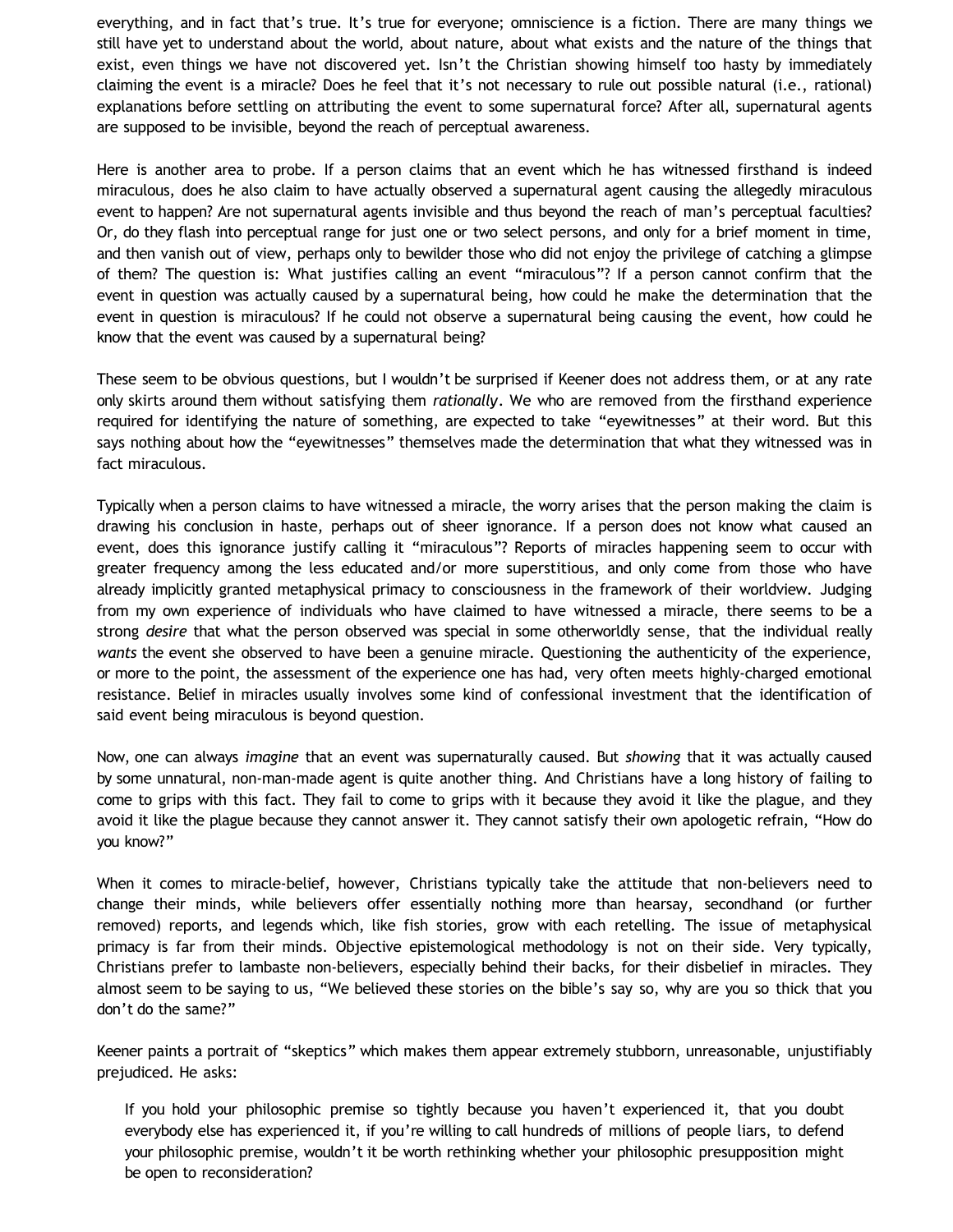everything, and in fact that's true. It's true for everyone; omniscience is a fiction. There are many things we still have yet to understand about the world, about nature, about what exists and the nature of the things that exist, even things we have not discovered yet. Isn't the Christian showing himself too hasty by immediately claiming the event is a miracle? Does he feel that it's not necessary to rule out possible natural (i.e., rational) explanations before settling on attributing the event to some supernatural force? After all, supernatural agents are supposed to be invisible, beyond the reach of perceptual awareness.

Here is another area to probe. If a person claims that an event which he has witnessed firsthand is indeed miraculous, does he also claim to have actually observed a supernatural agent causing the allegedly miraculous event to happen? Are not supernatural agents invisible and thus beyond the reach of man's perceptual faculties? Or, do they flash into perceptual range for just one or two select persons, and only for a brief moment in time, and then vanish out of view, perhaps only to bewilder those who did not enjoy the privilege of catching a glimpse of them? The question is: What justifies calling an event "miraculous"? If a person cannot confirm that the event in question was actually caused by a supernatural being, how could he make the determination that the event in question is miraculous? If he could not observe a supernatural being causing the event, how could he know that the event was caused by a supernatural being?

These seem to be obvious questions, but I wouldn't be surprised if Keener does not address them, or at any rate only skirts around them without satisfying them *rationally*. We who are removed from the firsthand experience required for identifying the nature of something, are expected to take "eyewitnesses" at their word. But this says nothing about how the "eyewitnesses" themselves made the determination that what they witnessed was in fact miraculous.

Typically when a person claims to have witnessed a miracle, the worry arises that the person making the claim is drawing his conclusion in haste, perhaps out of sheer ignorance. If a person does not know what caused an event, does this ignorance justify calling it "miraculous"? Reports of miracles happening seem to occur with greater frequency among the less educated and/or more superstitious, and only come from those who have already implicitly granted metaphysical primacy to consciousness in the framework of their worldview. Judging from my own experience of individuals who have claimed to have witnessed a miracle, there seems to be a strong *desire* that what the person observed was special in some otherworldly sense, that the individual really *wants* the event she observed to have been a genuine miracle. Questioning the authenticity of the experience, or more to the point, the assessment of the experience one has had, very often meets highly-charged emotional resistance. Belief in miracles usually involves some kind of confessional investment that the identification of said event being miraculous is beyond question.

Now, one can always *imagine* that an event was supernaturally caused. But *showing* that it was actually caused by some unnatural, non-man-made agent is quite another thing. And Christians have a long history of failing to come to grips with this fact. They fail to come to grips with it because they avoid it like the plague, and they avoid it like the plague because they cannot answer it. They cannot satisfy their own apologetic refrain, "How do you know?"

When it comes to miracle-belief, however, Christians typically take the attitude that non-believers need to change their minds, while believers offer essentially nothing more than hearsay, secondhand (or further removed) reports, and legends which, like fish stories, grow with each retelling. The issue of metaphysical primacy is far from their minds. Objective epistemological methodology is not on their side. Very typically, Christians prefer to lambaste non-believers, especially behind their backs, for their disbelief in miracles. They almost seem to be saying to us, "We believed these stories on the bible's say so, why are you so thick that you don't do the same?"

Keener paints a portrait of "skeptics" which makes them appear extremely stubborn, unreasonable, unjustifiably prejudiced. He asks:

> If you hold your philosophic premise so tightly because you haven't experienced it, that you doubt everybody else has experienced it, if you're willing to call hundreds of millions of people liars, to defend your philosophic premise, wouldn't it be worth rethinking whether your philosophic presupposition might be open to reconsideration?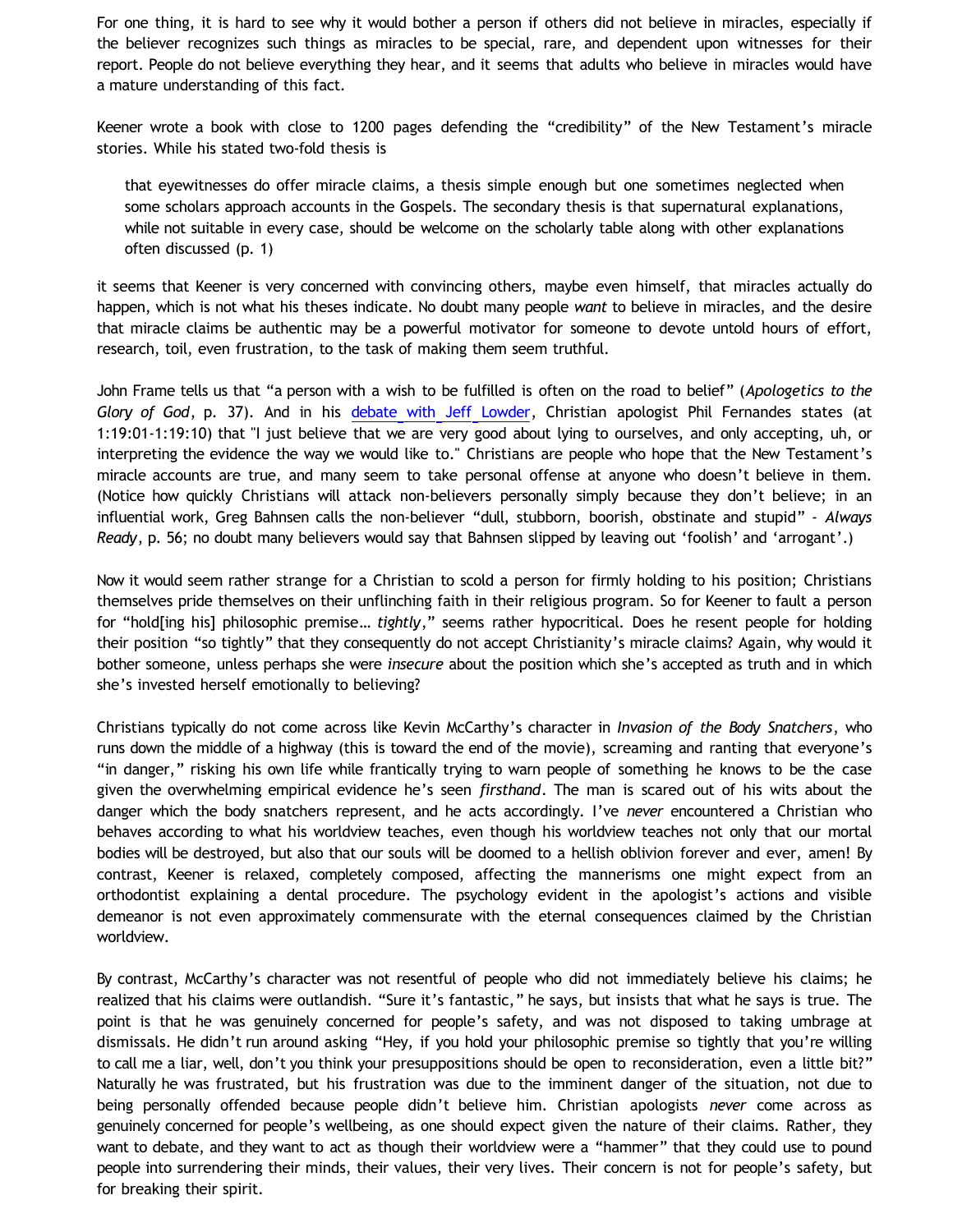For one thing, it is hard to see why it would bother a person if others did not believe in miracles, especially if the believer recognizes such things as miracles to be special, rare, and dependent upon witnesses for their report. People do not believe everything they hear, and it seems that adults who believe in miracles would have a mature understanding of this fact.

Keener wrote a book with close to 1200 pages defending the "credibility" of the New Testament's miracle stories. While his stated two-fold thesis is

> that eyewitnesses do offer miracle claims, a thesis simple enough but one sometimes neglected when some scholars approach accounts in the Gospels. The secondary thesis is that supernatural explanations, while not suitable in every case, should be welcome on the scholarly table along with other explanations often discussed (p. 1)

it seems that Keener is very concerned with convincing others, maybe even himself, that miracles actually do happen, which is not what his theses indicate. No doubt many people *want* to believe in miracles, and the desire that miracle claims be authentic may be a powerful motivator for someone to devote untold hours of effort, research, toil, even frustration, to the task of making them seem truthful.

John Frame tells us that "a person with a wish to be fulfilled is often on the road to belief" (*Apologetics to the Glory of God*, p. 37). And in his debate with Jeff Lowder, Christian apologist Phil Fernandes states (at 1:19:01-1:19:10) that "I just believe that we are very good about lying to ourselves, and only accepting, uh, or interpreting the evidence the way we would like to." Christians are people who hope that the New Testament's miracle accounts are true, and many seem to take personal offense at anyone who doesn't believe in them. (Notice how quickly Christians will attack non-believers personally simply because they don't believe; in an influential work, Greg Bahnsen calls the non-believer "dull, stubborn, boorish, obstinate and stupid" - *Always Ready*, p. 56; no doubt many believers would say that Bahnsen slipped by leaving out 'foolish' and 'arrogant'.)

Now it would seem rather strange for a Christian to scold a person for firmly holding to his position; Christians themselves pride themselves on their unflinching faith in their religious program. So for Keener to fault a person for "hold[ing his] philosophic premise… *tightly*," seems rather hypocritical. Does he resent people for holding their position "so tightly" that they consequently do not accept Christianity's miracle claims? Again, why would it bother someone, unless perhaps she were *insecure* about the position which she's accepted as truth and in which she's invested herself emotionally to believing?

Christians typically do not come across like Kevin McCarthy's character in *Invasion of the Body Snatchers*, who runs down the middle of a highway (this is toward the end of the movie), screaming and ranting that everyone's "in danger," risking his own life while frantically trying to warn people of something he knows to be the case given the overwhelming empirical evidence he's seen *firsthand*. The man is scared out of his wits about the danger which the body snatchers represent, and he acts accordingly. I've *never* encountered a Christian who behaves according to what his worldview teaches, even though his worldview teaches not only that our mortal bodies will be destroyed, but also that our souls will be doomed to a hellish oblivion forever and ever, amen! By contrast, Keener is relaxed, completely composed, affecting the mannerisms one might expect from an orthodontist explaining a dental procedure. The psychology evident in the apologist's actions and visible demeanor is not even approximately commensurate with the eternal consequences claimed by the Christian worldview.

By contrast, McCarthy's character was not resentful of people who did not immediately believe his claims; he realized that his claims were outlandish. "Sure it's fantastic," he says, but insists that what he says is true. The point is that he was genuinely concerned for people's safety, and was not disposed to taking umbrage at dismissals. He didn't run around asking "Hey, if you hold your philosophic premise so tightly that you're willing to call me a liar, well, don't you think your presuppositions should be open to reconsideration, even a little bit?" Naturally he was frustrated, but his frustration was due to the imminent danger of the situation, not due to being personally offended because people didn't believe him. Christian apologists *never* come across as genuinely concerned for people's wellbeing, as one should expect given the nature of their claims. Rather, they want to debate, and they want to act as though their worldview were a "hammer" that they could use to pound people into surrendering their minds, their values, their very lives. Their concern is not for people's safety, but for breaking their spirit.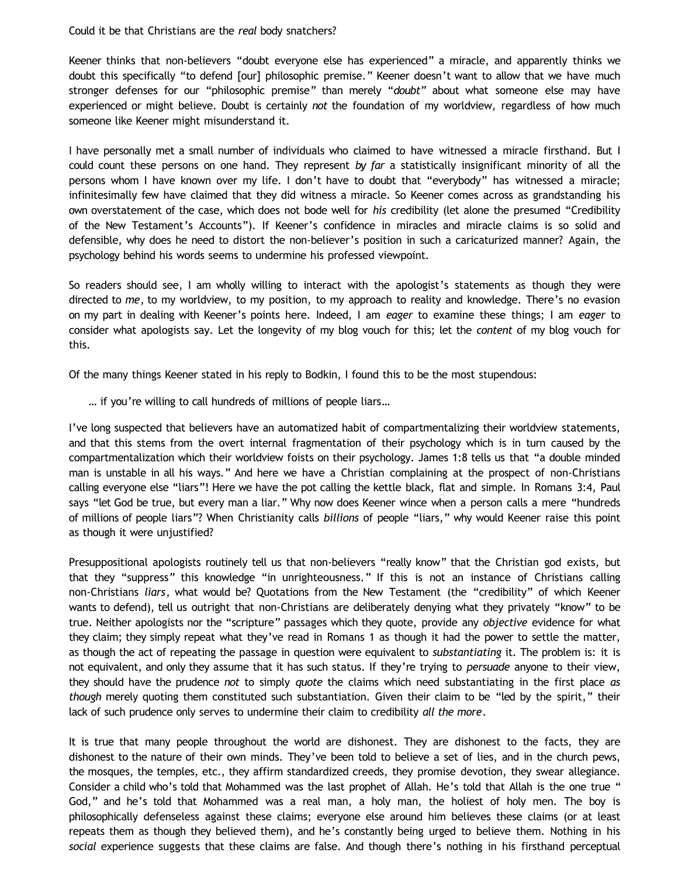Could it be that Christians are the *real* body snatchers?

Keener thinks that non-believers "doubt everyone else has experienced" a miracle, and apparently thinks we doubt this specifically "to defend [our] philosophic premise." Keener doesn't want to allow that we have much stronger defenses for our "philosophic premise" than merely "*doubt*" about what someone else may have experienced or might believe. Doubt is certainly *not* the foundation of my worldview, regardless of how much someone like Keener might misunderstand it.

I have personally met a small number of individuals who claimed to have witnessed a miracle firsthand. But I could count these persons on one hand. They represent *by far* a statistically insignificant minority of all the persons whom I have known over my life. I don't have to doubt that "everybody" has witnessed a miracle; infinitesimally few have claimed that they did witness a miracle. So Keener comes across as grandstanding his own overstatement of the case, which does not bode well for *his* credibility (let alone the presumed "Credibility of the New Testament's Accounts"). If Keener's confidence in miracles and miracle claims is so solid and defensible, why does he need to distort the non-believer's position in such a caricaturized manner? Again, the psychology behind his words seems to undermine his professed viewpoint.

So readers should see, I am wholly willing to interact with the apologist's statements as though they were directed to *me*, to my worldview, to my position, to my approach to reality and knowledge. There's no evasion on my part in dealing with Keener's points here. Indeed, I am *eager* to examine these things; I am *eager* to consider what apologists say. Let the longevity of my blog vouch for this; let the *content* of my blog vouch for this.

Of the many things Keener stated in his reply to Bodkin, I found this to be the most stupendous:

> … if you're willing to call hundreds of millions of people liars…

I've long suspected that believers have an automatized habit of compartmentalizing their worldview statements, and that this stems from the overt internal fragmentation of their psychology which is in turn caused by the compartmentalization which their worldview foists on their psychology. James 1:8 tells us that "a double minded man is unstable in all his ways." And here we have a Christian complaining at the prospect of non-Christians calling everyone else "liars"! Here we have the pot calling the kettle black, flat and simple. In Romans 3:4, Paul says "let God be true, but every man a liar." Why now does Keener wince when a person calls a mere "hundreds of millions of people liars"? When Christianity calls *billions* of people "liars," why would Keener raise this point as though it were unjustified?

Presuppositional apologists routinely tell us that non-believers "really know" that the Christian god exists, but that they "suppress" this knowledge "in unrighteousness." If this is not an instance of Christians calling non-Christians *liars*, what would be? Quotations from the New Testament (the "credibility" of which Keener wants to defend), tell us outright that non-Christians are deliberately denying what they privately "know" to be true. Neither apologists nor the "scripture" passages which they quote, provide any *objective* evidence for what they claim; they simply repeat what they've read in Romans 1 as though it had the power to settle the matter, as though the act of repeating the passage in question were equivalent to *substantiating* it. The problem is: it is not equivalent, and only they assume that it has such status. If they're trying to *persuade* anyone to their view, they should have the prudence *not* to simply *quote* the claims which need substantiating in the first place *as though* merely quoting them constituted such substantiation. Given their claim to be "led by the spirit," their lack of such prudence only serves to undermine their claim to credibility *all the more*.

It is true that many people throughout the world are dishonest. They are dishonest to the facts, they are dishonest to the nature of their own minds. They've been told to believe a set of lies, and in the church pews, the mosques, the temples, etc., they affirm standardized creeds, they promise devotion, they swear allegiance. Consider a child who's told that Mohammed was the last prophet of Allah. He's told that Allah is the one true " God," and he's told that Mohammed was a real man, a holy man, the holiest of holy men. The boy is philosophically defenseless against these claims; everyone else around him believes these claims (or at least repeats them as though they believed them), and he's constantly being urged to believe them. Nothing in his *social* experience suggests that these claims are false. And though there's nothing in his firsthand perceptual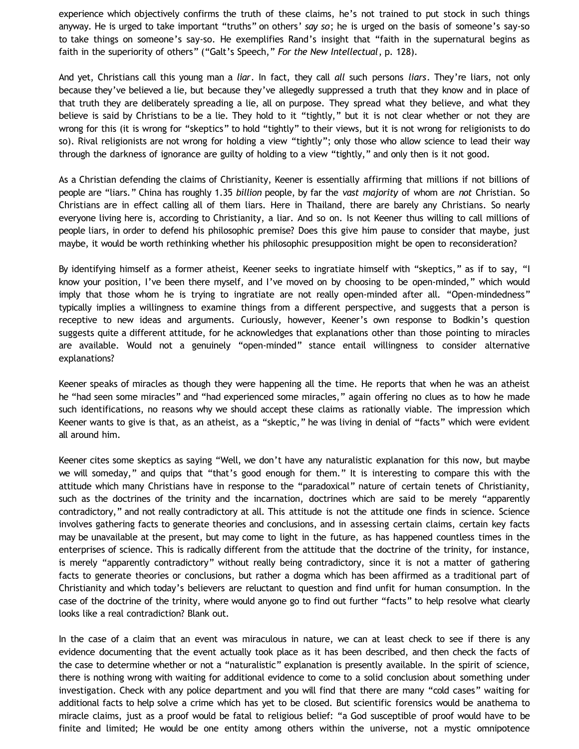experience which objectively confirms the truth of these claims, he's not trained to put stock in such things anyway. He is urged to take important "truths" on others' *say so*; he is urged on the basis of someone's say-so to take things on someone's say-so. He exemplifies Rand's insight that "faith in the supernatural begins as faith in the superiority of others" ("Galt's Speech," *For the New Intellectual*, p. 128).

And yet, Christians call this young man a *liar*. In fact, they call *all* such persons *liars*. They're liars, not only because they've believed a lie, but because they've allegedly suppressed a truth that they know and in place of that truth they are deliberately spreading a lie, all on purpose. They spread what they believe, and what they believe is said by Christians to be a lie. They hold to it "tightly," but it is not clear whether or not they are wrong for this (it is wrong for "skeptics" to hold "tightly" to their views, but it is not wrong for religionists to do so). Rival religionists are not wrong for holding a view "tightly"; only those who allow science to lead their way through the darkness of ignorance are guilty of holding to a view "tightly," and only then is it not good.

As a Christian defending the claims of Christianity, Keener is essentially affirming that millions if not billions of people are "liars." China has roughly 1.35 *billion* people, by far the *vast majority* of whom are *not* Christian. So Christians are in effect calling all of them liars. Here in Thailand, there are barely any Christians. So nearly everyone living here is, according to Christianity, a liar. And so on. Is not Keener thus willing to call millions of people liars, in order to defend his philosophic premise? Does this give him pause to consider that maybe, just maybe, it would be worth rethinking whether his philosophic presupposition might be open to reconsideration?

By identifying himself as a former atheist, Keener seeks to ingratiate himself with "skeptics," as if to say, "I know your position, I've been there myself, and I've moved on by choosing to be open-minded," which would imply that those whom he is trying to ingratiate are not really open-minded after all. "Open-mindedness" typically implies a willingness to examine things from a different perspective, and suggests that a person is receptive to new ideas and arguments. Curiously, however, Keener's own response to Bodkin's question suggests quite a different attitude, for he acknowledges that explanations other than those pointing to miracles are available. Would not a genuinely "open-minded" stance entail willingness to consider alternative explanations?

Keener speaks of miracles as though they were happening all the time. He reports that when he was an atheist he "had seen some miracles" and "had experienced some miracles," again offering no clues as to how he made such identifications, no reasons why we should accept these claims as rationally viable. The impression which Keener wants to give is that, as an atheist, as a "skeptic," he was living in denial of "facts" which were evident all around him.

Keener cites some skeptics as saying "Well, we don't have any naturalistic explanation for this now, but maybe we will someday," and quips that "that's good enough for them." It is interesting to compare this with the attitude which many Christians have in response to the "paradoxical" nature of certain tenets of Christianity, such as the doctrines of the trinity and the incarnation, doctrines which are said to be merely "apparently contradictory," and not really contradictory at all. This attitude is not the attitude one finds in science. Science involves gathering facts to generate theories and conclusions, and in assessing certain claims, certain key facts may be unavailable at the present, but may come to light in the future, as has happened countless times in the enterprises of science. This is radically different from the attitude that the doctrine of the trinity, for instance, is merely "apparently contradictory" without really being contradictory, since it is not a matter of gathering facts to generate theories or conclusions, but rather a dogma which has been affirmed as a traditional part of Christianity and which today's believers are reluctant to question and find unfit for human consumption. In the case of the doctrine of the trinity, where would anyone go to find out further "facts" to help resolve what clearly looks like a real contradiction? Blank out.

In the case of a claim that an event was miraculous in nature, we can at least check to see if there is any evidence documenting that the event actually took place as it has been described, and then check the facts of the case to determine whether or not a "naturalistic" explanation is presently available. In the spirit of science, there is nothing wrong with waiting for additional evidence to come to a solid conclusion about something under investigation. Check with any police department and you will find that there are many "cold cases" waiting for additional facts to help solve a crime which has yet to be closed. But scientific forensics would be anathema to miracle claims, just as a proof would be fatal to religious belief: "a God susceptible of proof would have to be finite and limited; He would be one entity among others within the universe, not a mystic omnipotence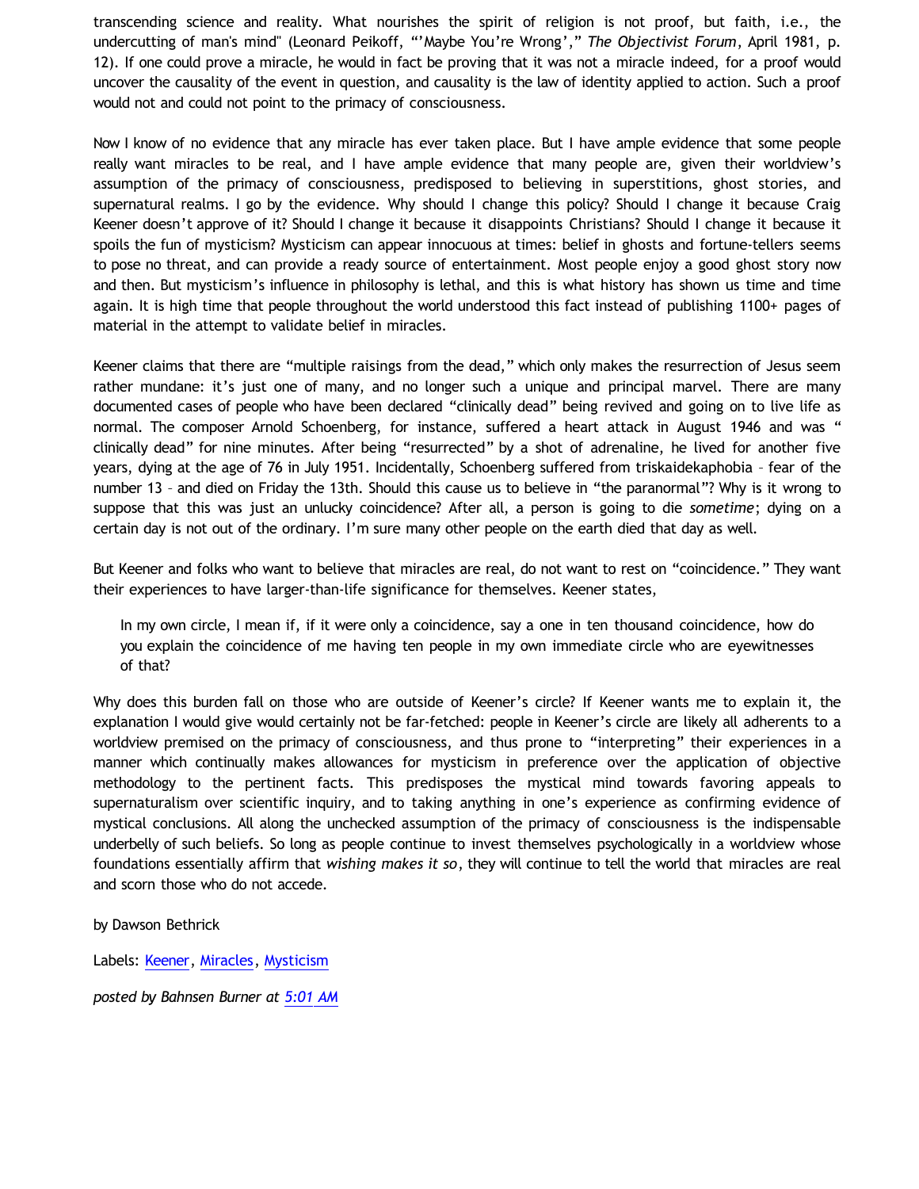transcending science and reality. What nourishes the spirit of religion is not proof, but faith, i.e., the undercutting of man's mind" (Leonard Peikoff, "'Maybe You're Wrong'," *The Objectivist Forum*, April 1981, p. 12). If one could prove a miracle, he would in fact be proving that it was not a miracle indeed, for a proof would uncover the causality of the event in question, and causality is the law of identity applied to action. Such a proof would not and could not point to the primacy of consciousness.

Now I know of no evidence that any miracle has ever taken place. But I have ample evidence that some people really want miracles to be real, and I have ample evidence that many people are, given their worldview's assumption of the primacy of consciousness, predisposed to believing in superstitions, ghost stories, and supernatural realms. I go by the evidence. Why should I change this policy? Should I change it because Craig Keener doesn't approve of it? Should I change it because it disappoints Christians? Should I change it because it spoils the fun of mysticism? Mysticism can appear innocuous at times: belief in ghosts and fortune-tellers seems to pose no threat, and can provide a ready source of entertainment. Most people enjoy a good ghost story now and then. But mysticism's influence in philosophy is lethal, and this is what history has shown us time and time again. It is high time that people throughout the world understood this fact instead of publishing 1100+ pages of material in the attempt to validate belief in miracles.

Keener claims that there are "multiple raisings from the dead," which only makes the resurrection of Jesus seem rather mundane: it's just one of many, and no longer such a unique and principal marvel. There are many documented cases of people who have been declared "clinically dead" being revived and going on to live life as normal. The composer Arnold Schoenberg, for instance, suffered a heart attack in August 1946 and was " clinically dead" for nine minutes. After being "resurrected" by a shot of adrenaline, he lived for another five years, dying at the age of 76 in July 1951. Incidentally, Schoenberg suffered from triskaidekaphobia – fear of the number 13 – and died on Friday the 13th. Should this cause us to believe in "the paranormal"? Why is it wrong to suppose that this was just an unlucky coincidence? After all, a person is going to die *sometime*; dying on a certain day is not out of the ordinary. I'm sure many other people on the earth died that day as well.

But Keener and folks who want to believe that miracles are real, do not want to rest on "coincidence." They want their experiences to have larger-than-life significance for themselves. Keener states,

> In my own circle, I mean if, if it were only a coincidence, say a one in ten thousand coincidence, how do you explain the coincidence of me having ten people in my own immediate circle who are eyewitnesses of that?

Why does this burden fall on those who are outside of Keener's circle? If Keener wants me to explain it, the explanation I would give would certainly not be far-fetched: people in Keener's circle are likely all adherents to a worldview premised on the primacy of consciousness, and thus prone to "interpreting" their experiences in a manner which continually makes allowances for mysticism in preference over the application of objective methodology to the pertinent facts. This predisposes the mystical mind towards favoring appeals to supernaturalism over scientific inquiry, and to taking anything in one's experience as confirming evidence of mystical conclusions. All along the unchecked assumption of the primacy of consciousness is the indispensable underbelly of such beliefs. So long as people continue to invest themselves psychologically in a worldview whose foundations essentially affirm that *wishing makes it so*, they will continue to tell the world that miracles are real and scorn those who do not accede.

by Dawson Bethrick

Labels: Keener, Miracles, Mysticism

*posted by Bahnsen Burner at 5:01 AM*